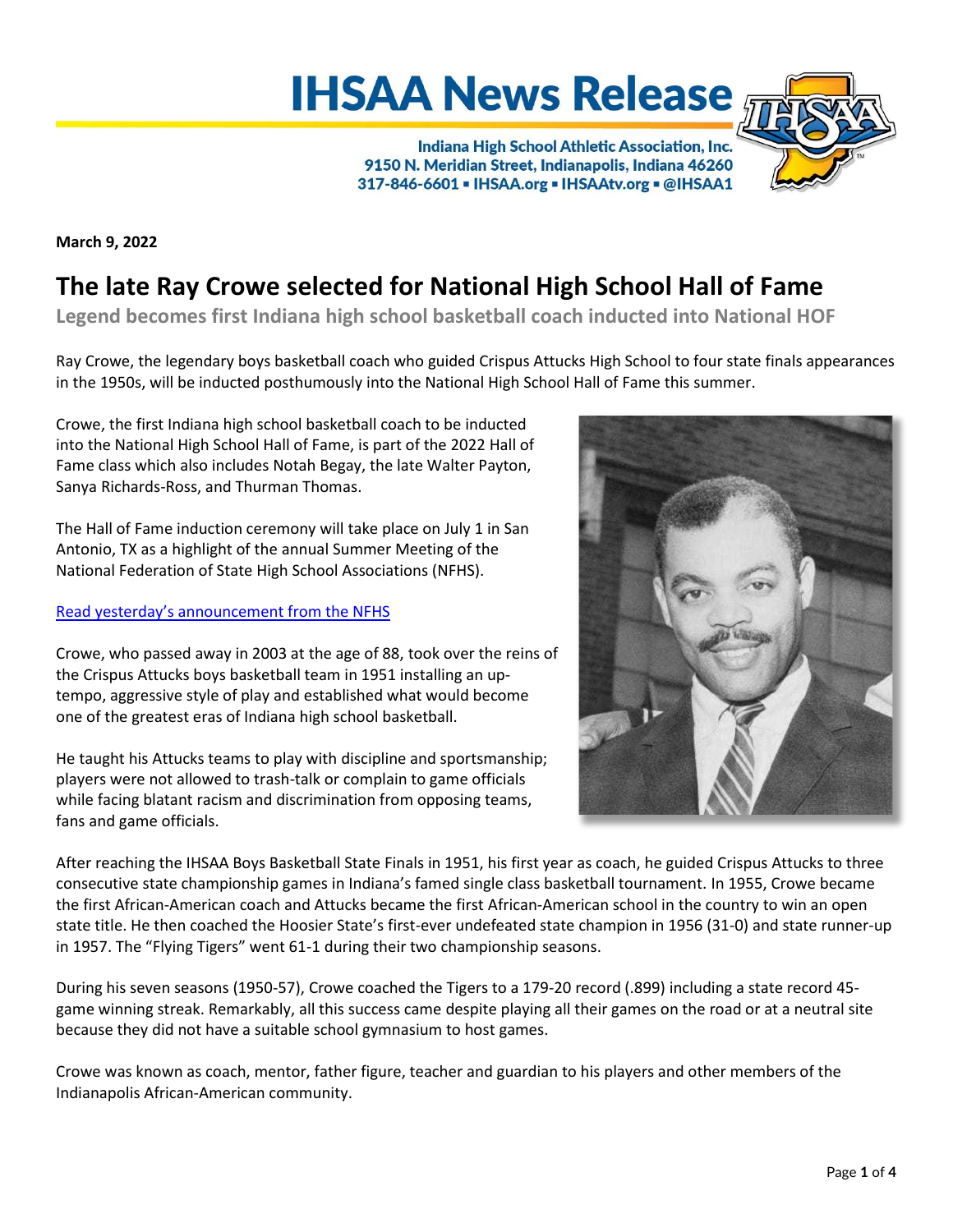# IHSAA News Release

Indiana High School Athletic Association, Inc.
9150 N. Meridian Street, Indianapolis, Indiana 46260
317-846-6601 ▪ IHSAA.org ▪ IHSAAtv.org ▪ @IHSAA1

**March 9, 2022**

## The late Ray Crowe selected for National High School Hall of Fame

### Legend becomes first Indiana high school basketball coach inducted into National HOF

Ray Crowe, the legendary boys basketball coach who guided Crispus Attucks High School to four state finals appearances in the 1950s, will be inducted posthumously into the National High School Hall of Fame this summer.

Crowe, the first Indiana high school basketball coach to be inducted into the National High School Hall of Fame, is part of the 2022 Hall of Fame class which also includes Notah Begay, the late Walter Payton, Sanya Richards-Ross, and Thurman Thomas.

The Hall of Fame induction ceremony will take place on July 1 in San Antonio, TX as a highlight of the annual Summer Meeting of the National Federation of State High School Associations (NFHS).

Read yesterday's announcement from the NFHS

Crowe, who passed away in 2003 at the age of 88, took over the reins of the Crispus Attucks boys basketball team in 1951 installing an up-tempo, aggressive style of play and established what would become one of the greatest eras of Indiana high school basketball.

He taught his Attucks teams to play with discipline and sportsmanship; players were not allowed to trash-talk or complain to game officials while facing blatant racism and discrimination from opposing teams, fans and game officials.

After reaching the IHSAA Boys Basketball State Finals in 1951, his first year as coach, he guided Crispus Attucks to three consecutive state championship games in Indiana's famed single class basketball tournament. In 1955, Crowe became the first African-American coach and Attucks became the first African-American school in the country to win an open state title. He then coached the Hoosier State's first-ever undefeated state champion in 1956 (31-0) and state runner-up in 1957. The "Flying Tigers" went 61-1 during their two championship seasons.

During his seven seasons (1950-57), Crowe coached the Tigers to a 179-20 record (.899) including a state record 45-game winning streak. Remarkably, all this success came despite playing all their games on the road or at a neutral site because they did not have a suitable school gymnasium to host games.

Crowe was known as coach, mentor, father figure, teacher and guardian to his players and other members of the Indianapolis African-American community.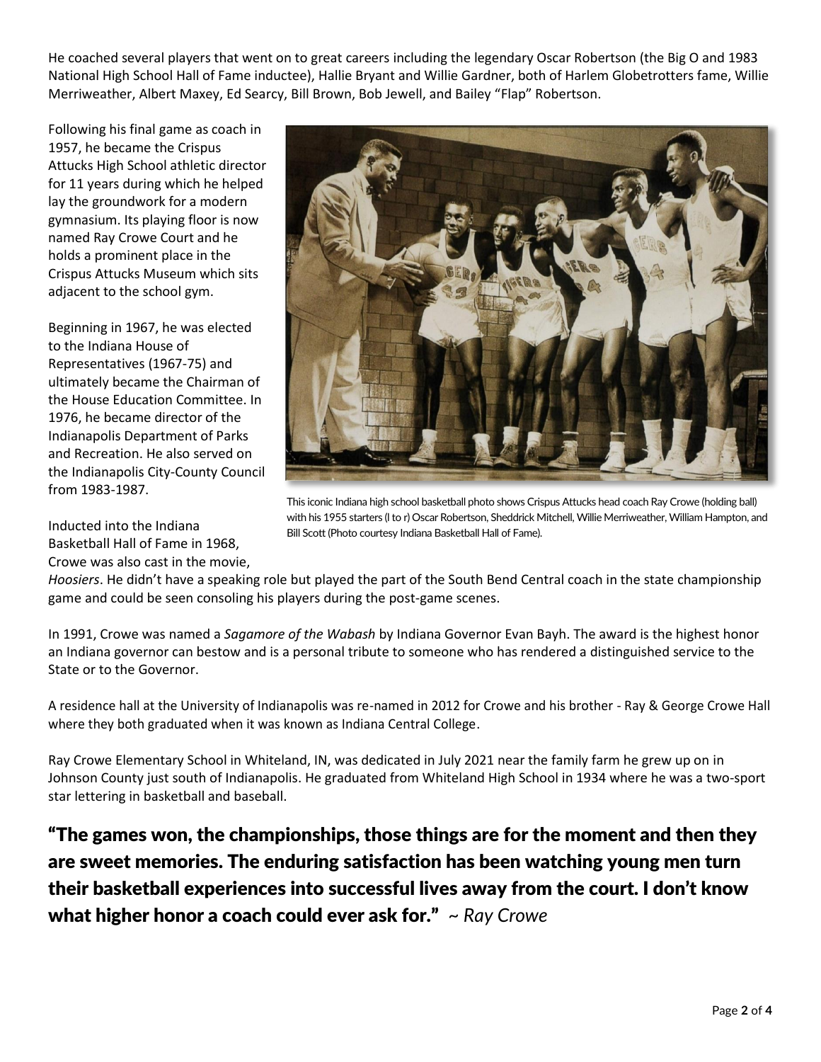He coached several players that went on to great careers including the legendary Oscar Robertson (the Big O and 1983 National High School Hall of Fame inductee), Hallie Bryant and Willie Gardner, both of Harlem Globetrotters fame, Willie Merriweather, Albert Maxey, Ed Searcy, Bill Brown, Bob Jewell, and Bailey "Flap" Robertson.

Following his final game as coach in 1957, he became the Crispus Attucks High School athletic director for 11 years during which he helped lay the groundwork for a modern gymnasium. Its playing floor is now named Ray Crowe Court and he holds a prominent place in the Crispus Attucks Museum which sits adjacent to the school gym.

Beginning in 1967, he was elected to the Indiana House of Representatives (1967-75) and ultimately became the Chairman of the House Education Committee. In 1976, he became director of the Indianapolis Department of Parks and Recreation. He also served on the Indianapolis City-County Council from 1983-1987.

This iconic Indiana high school basketball photo shows Crispus Attucks head coach Ray Crowe (holding ball) with his 1955 starters (l to r) Oscar Robertson, Sheddrick Mitchell, Willie Merriweather, William Hampton, and Bill Scott (Photo courtesy Indiana Basketball Hall of Fame).

Inducted into the Indiana Basketball Hall of Fame in 1968, Crowe was also cast in the movie, *Hoosiers*. He didn't have a speaking role but played the part of the South Bend Central coach in the state championship game and could be seen consoling his players during the post-game scenes.

In 1991, Crowe was named a *Sagamore of the Wabash* by Indiana Governor Evan Bayh. The award is the highest honor an Indiana governor can bestow and is a personal tribute to someone who has rendered a distinguished service to the State or to the Governor.

A residence hall at the University of Indianapolis was re-named in 2012 for Crowe and his brother - Ray & George Crowe Hall where they both graduated when it was known as Indiana Central College.

Ray Crowe Elementary School in Whiteland, IN, was dedicated in July 2021 near the family farm he grew up on in Johnson County just south of Indianapolis. He graduated from Whiteland High School in 1934 where he was a two-sport star lettering in basketball and baseball.

**"The games won, the championships, those things are for the moment and then they are sweet memories. The enduring satisfaction has been watching young men turn their basketball experiences into successful lives away from the court. I don't know what higher honor a coach could ever ask for."** ~ *Ray Crowe*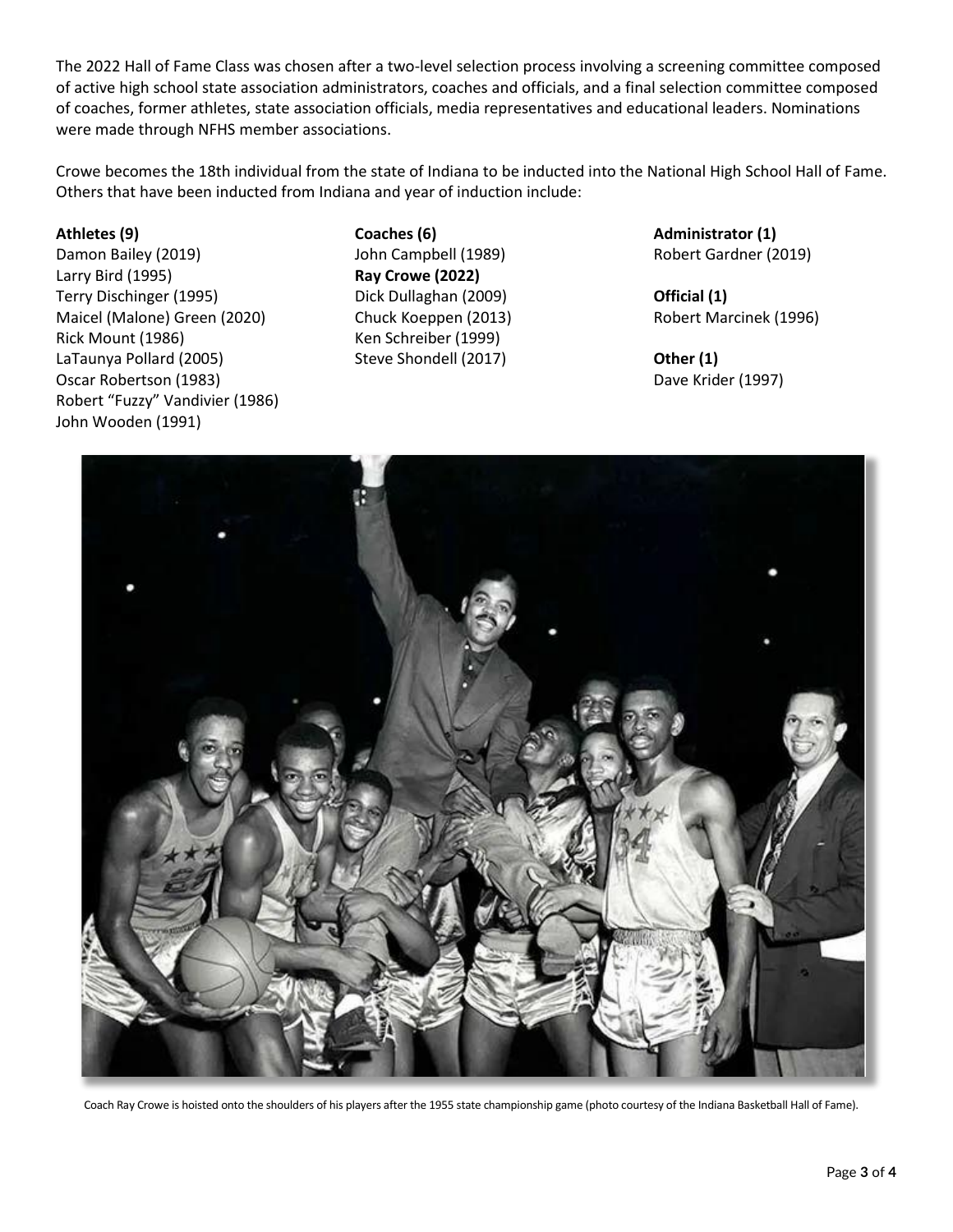The 2022 Hall of Fame Class was chosen after a two-level selection process involving a screening committee composed of active high school state association administrators, coaches and officials, and a final selection committee composed of coaches, former athletes, state association officials, media representatives and educational leaders. Nominations were made through NFHS member associations.

Crowe becomes the 18th individual from the state of Indiana to be inducted into the National High School Hall of Fame. Others that have been inducted from Indiana and year of induction include:

**Athletes (9)**
Damon Bailey (2019)
Larry Bird (1995)
Terry Dischinger (1995)
Maicel (Malone) Green (2020)
Rick Mount (1986)
LaTaunya Pollard (2005)
Oscar Robertson (1983)
Robert "Fuzzy" Vandivier (1986)
John Wooden (1991)

**Coaches (6)**
John Campbell (1989)
**Ray Crowe (2022)**
Dick Dullaghan (2009)
Chuck Koeppen (2013)
Ken Schreiber (1999)
Steve Shondell (2017)

**Administrator (1)**
Robert Gardner (2019)

**Official (1)**
Robert Marcinek (1996)

**Other (1)**
Dave Krider (1997)

Coach Ray Crowe is hoisted onto the shoulders of his players after the 1955 state championship game (photo courtesy of the Indiana Basketball Hall of Fame).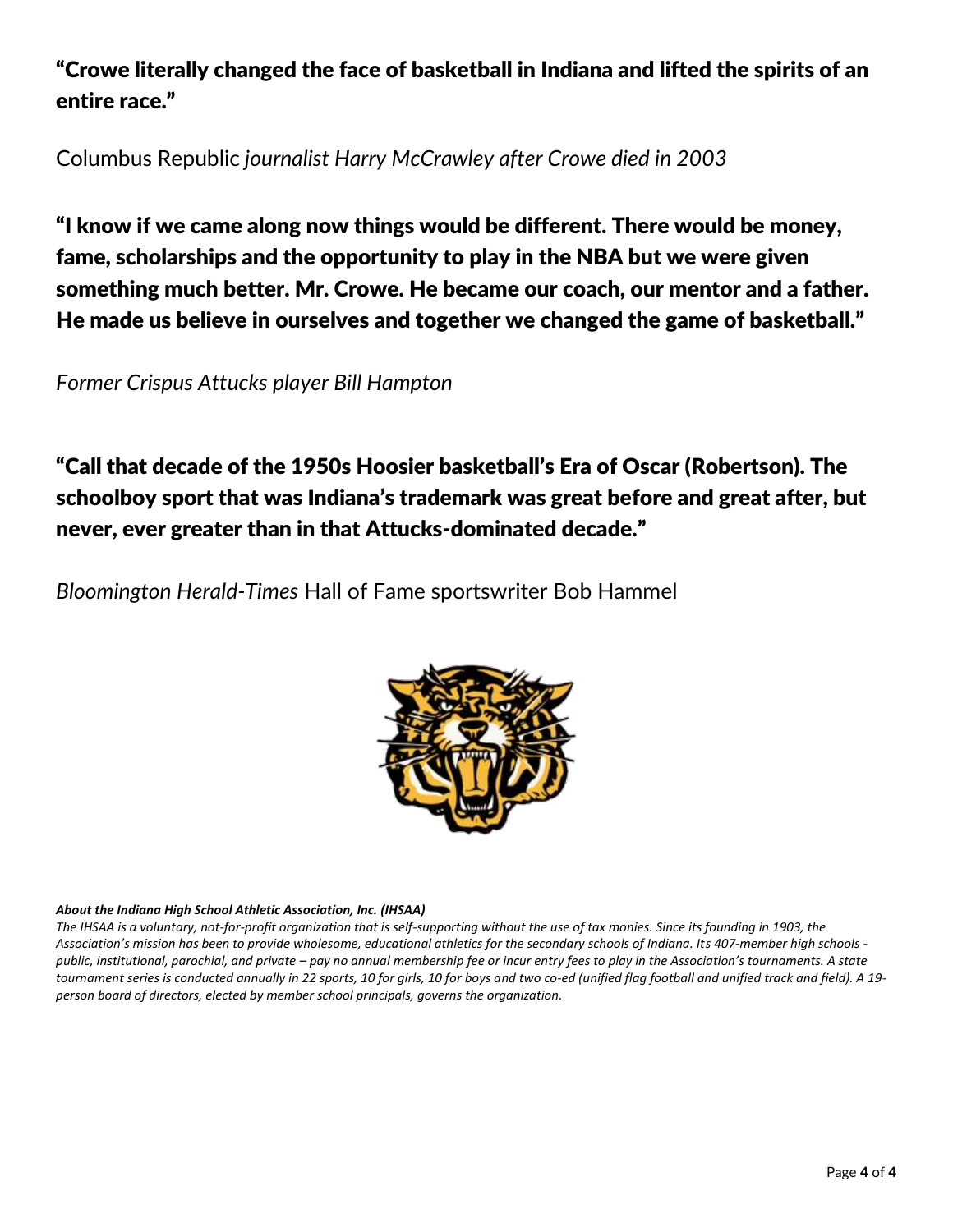**"Crowe literally changed the face of basketball in Indiana and lifted the spirits of an entire race."**

Columbus Republic *journalist Harry McCrawley after Crowe died in 2003*

**"I know if we came along now things would be different. There would be money, fame, scholarships and the opportunity to play in the NBA but we were given something much better. Mr. Crowe. He became our coach, our mentor and a father. He made us believe in ourselves and together we changed the game of basketball."**

*Former Crispus Attucks player Bill Hampton*

**"Call that decade of the 1950s Hoosier basketball's Era of Oscar (Robertson). The schoolboy sport that was Indiana's trademark was great before and great after, but never, ever greater than in that Attucks-dominated decade."**

*Bloomington Herald-Times* Hall of Fame sportswriter Bob Hammel

***About the Indiana High School Athletic Association, Inc. (IHSAA)***

*The IHSAA is a voluntary, not-for-profit organization that is self-supporting without the use of tax monies. Since its founding in 1903, the Association's mission has been to provide wholesome, educational athletics for the secondary schools of Indiana. Its 407-member high schools - public, institutional, parochial, and private – pay no annual membership fee or incur entry fees to play in the Association's tournaments. A state tournament series is conducted annually in 22 sports, 10 for girls, 10 for boys and two co-ed (unified flag football and unified track and field). A 19-person board of directors, elected by member school principals, governs the organization.*